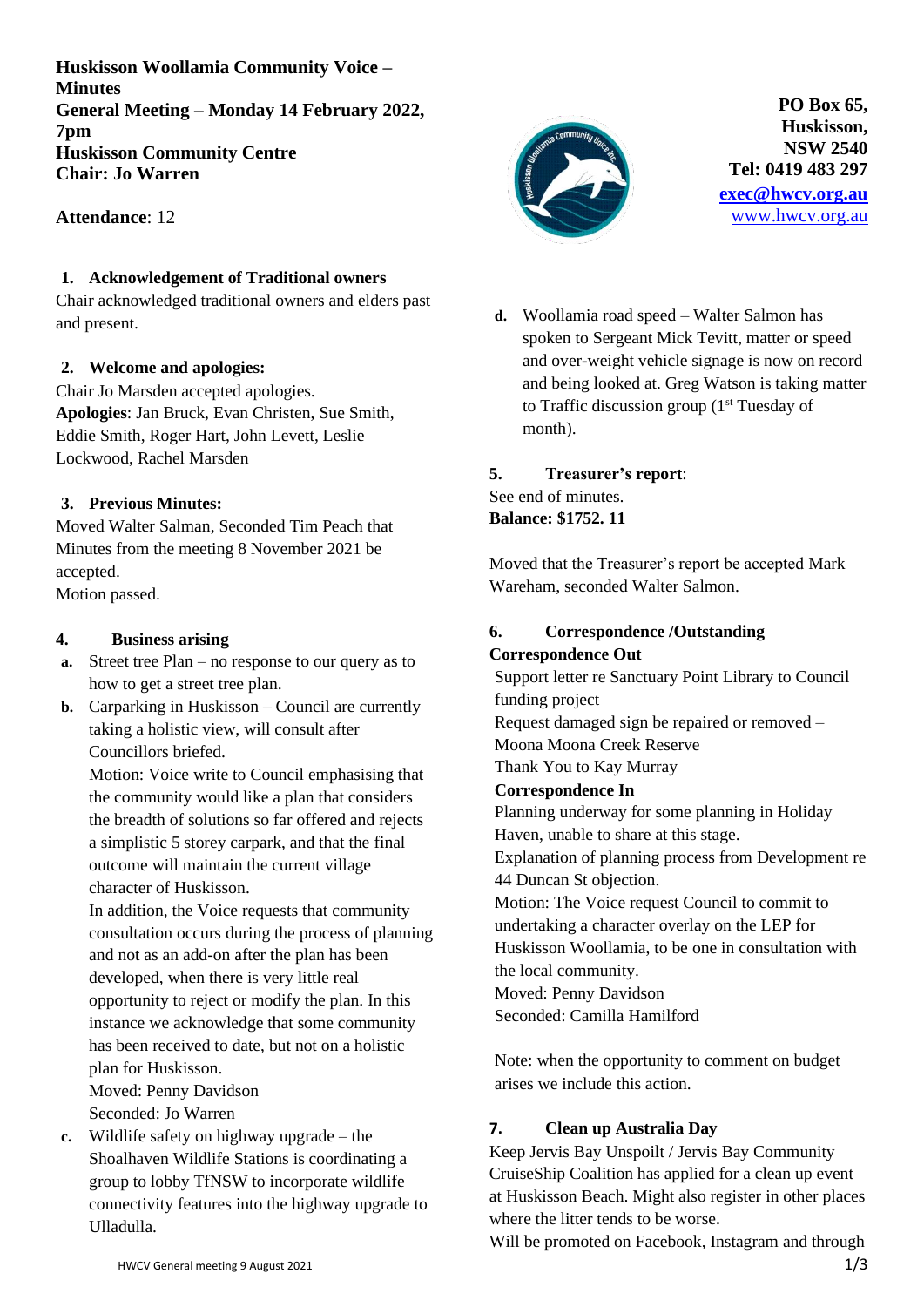**Huskisson Woollamia Community Voice – Minutes**
**General Meeting – Monday 14 February 2022, 7pm**
**Huskisson Community Centre**
**Chair: Jo Warren**

**PO Box 65, Huskisson, NSW 2540**
**Tel: 0419 483 297**
**exec@hwcv.org.au**
www.hwcv.org.au

**Attendance**: 12

## 1. Acknowledgement of Traditional owners

Chair acknowledged traditional owners and elders past and present.

## 2. Welcome and apologies:

Chair Jo Marsden accepted apologies.
**Apologies**: Jan Bruck, Evan Christen, Sue Smith, Eddie Smith, Roger Hart, John Levett, Leslie Lockwood, Rachel Marsden

## 3. Previous Minutes:

Moved Walter Salman, Seconded Tim Peach that Minutes from the meeting 8 November 2021 be accepted.
Motion passed.

## 4. Business arising

a. Street tree Plan – no response to our query as to how to get a street tree plan.

b. Carparking in Huskisson – Council are currently taking a holistic view, will consult after Councillors briefed.
Motion: Voice write to Council emphasising that the community would like a plan that considers the breadth of solutions so far offered and rejects a simplistic 5 storey carpark, and that the final outcome will maintain the current village character of Huskisson.
In addition, the Voice requests that community consultation occurs during the process of planning and not as an add-on after the plan has been developed, when there is very little real opportunity to reject or modify the plan. In this instance we acknowledge that some community has been received to date, but not on a holistic plan for Huskisson.
Moved: Penny Davidson
Seconded: Jo Warren

c. Wildlife safety on highway upgrade – the Shoalhaven Wildlife Stations is coordinating a group to lobby TfNSW to incorporate wildlife connectivity features into the highway upgrade to Ulladulla.

d. Woollamia road speed – Walter Salmon has spoken to Sergeant Mick Tevitt, matter or speed and over-weight vehicle signage is now on record and being looked at. Greg Watson is taking matter to Traffic discussion group (1st Tuesday of month).

## 5. Treasurer's report:

See end of minutes.
**Balance: $1752. 11**

Moved that the Treasurer's report be accepted Mark Wareham, seconded Walter Salmon.

## 6. Correspondence /Outstanding

**Correspondence Out**

Support letter re Sanctuary Point Library to Council funding project
Request damaged sign be repaired or removed – Moona Moona Creek Reserve
Thank You to Kay Murray

**Correspondence In**

Planning underway for some planning in Holiday Haven, unable to share at this stage.
Explanation of planning process from Development re 44 Duncan St objection.
Motion: The Voice request Council to commit to undertaking a character overlay on the LEP for Huskisson Woollamia, to be one in consultation with the local community.
Moved: Penny Davidson
Seconded: Camilla Hamilford

Note: when the opportunity to comment on budget arises we include this action.

## 7. Clean up Australia Day

Keep Jervis Bay Unspoilt / Jervis Bay Community CruiseShip Coalition has applied for a clean up event at Huskisson Beach. Might also register in other places where the litter tends to be worse.
Will be promoted on Facebook, Instagram and through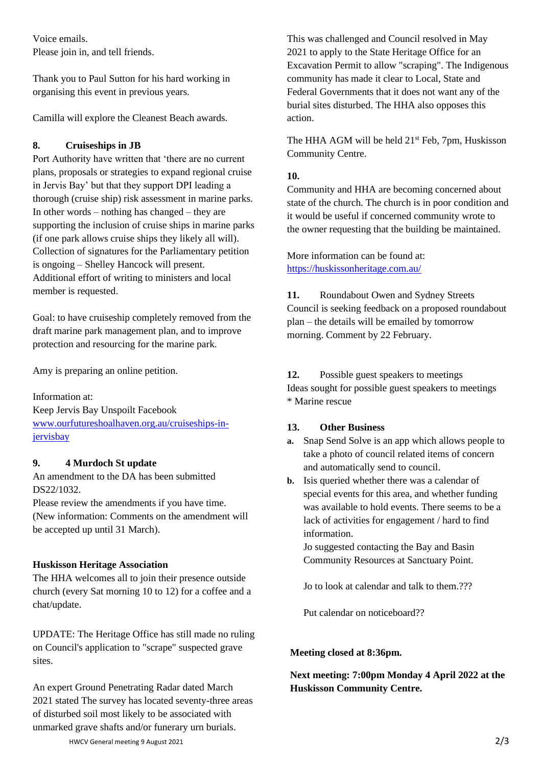Voice emails.
Please join in, and tell friends.

Thank you to Paul Sutton for his hard working in organising this event in previous years.

Camilla will explore the Cleanest Beach awards.

**8. Cruiseships in JB**

Port Authority have written that 'there are no current plans, proposals or strategies to expand regional cruise in Jervis Bay' but that they support DPI leading a thorough (cruise ship) risk assessment in marine parks. In other words – nothing has changed – they are supporting the inclusion of cruise ships in marine parks (if one park allows cruise ships they likely all will).
Collection of signatures for the Parliamentary petition is ongoing – Shelley Hancock will present.
Additional effort of writing to ministers and local member is requested.

Goal: to have cruiseship completely removed from the draft marine park management plan, and to improve protection and resourcing for the marine park.

Amy is preparing an online petition.

Information at:
Keep Jervis Bay Unspoilt Facebook
[www.ourfutureshoalhaven.org.au/cruiseships-in-jervisbay](www.ourfutureshoalhaven.org.au/cruiseships-in-jervisbay)

**9. 4 Murdoch St update**

An amendment to the DA has been submitted DS22/1032.
Please review the amendments if you have time. (New information: Comments on the amendment will be accepted up until 31 March).

**Huskisson Heritage Association**

The HHA welcomes all to join their presence outside church (every Sat morning 10 to 12) for a coffee and a chat/update.

UPDATE: The Heritage Office has still made no ruling on Council's application to "scrape" suspected grave sites.

An expert Ground Penetrating Radar dated March 2021 stated The survey has located seventy-three areas of disturbed soil most likely to be associated with unmarked grave shafts and/or funerary urn burials.

This was challenged and Council resolved in May 2021 to apply to the State Heritage Office for an Excavation Permit to allow "scraping". The Indigenous community has made it clear to Local, State and Federal Governments that it does not want any of the burial sites disturbed. The HHA also opposes this action.

The HHA AGM will be held 21st Feb, 7pm, Huskisson Community Centre.

**10.**

Community and HHA are becoming concerned about state of the church. The church is in poor condition and it would be useful if concerned community wrote to the owner requesting that the building be maintained.

More information can be found at:
[https://huskissonheritage.com.au/](https://huskissonheritage.com.au/)

**11.** Roundabout Owen and Sydney Streets

Council is seeking feedback on a proposed roundabout plan – the details will be emailed by tomorrow morning. Comment by 22 February.

**12.** Possible guest speakers to meetings

Ideas sought for possible guest speakers to meetings
* Marine rescue

**13. Other Business**

- **a.** Snap Send Solve is an app which allows people to take a photo of council related items of concern and automatically send to council.
- **b.** Isis queried whether there was a calendar of special events for this area, and whether funding was available to hold events. There seems to be a lack of activities for engagement / hard to find information.
  Jo suggested contacting the Bay and Basin Community Resources at Sanctuary Point.

  Jo to look at calendar and talk to them.???

  Put calendar on noticeboard??

**Meeting closed at 8:36pm.**

**Next meeting: 7:00pm Monday 4 April 2022 at the Huskisson Community Centre.**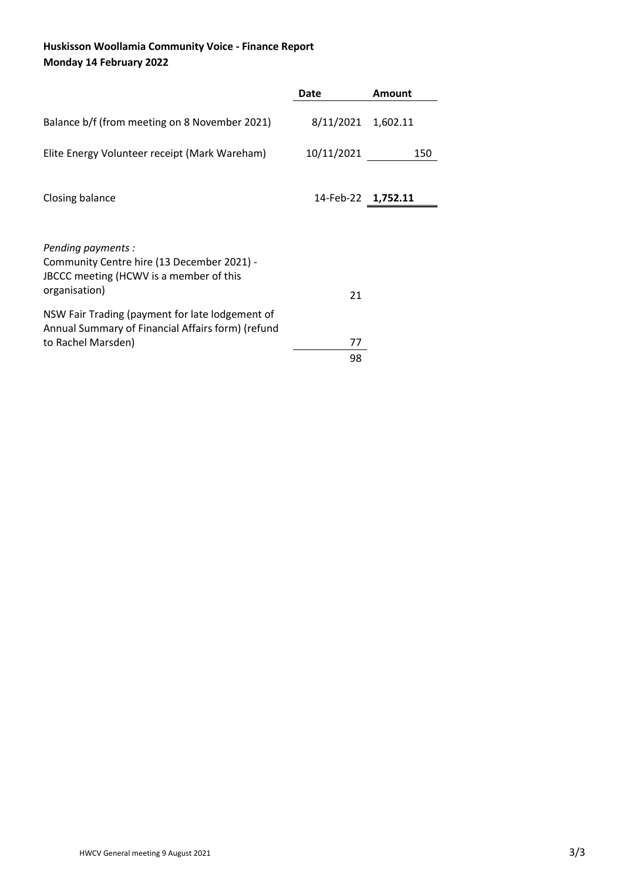**Huskisson Woollamia Community Voice - Finance Report**
**Monday 14 February 2022**

| | Date | Amount |
|---|---|---|
| Balance b/f (from meeting on 8 November 2021) | 8/11/2021 | 1,602.11 |
| Elite Energy Volunteer receipt (Mark Wareham) | 10/11/2021 | 150 |
| Closing balance | 14-Feb-22 | **1,752.11** |

| | |
|---|---|
| *Pending payments :* | |
| Community Centre hire (13 December 2021) - JBCCC meeting (HCWV is a member of this organisation) | 21 |
| NSW Fair Trading (payment for late lodgement of Annual Summary of Financial Affairs form) (refund to Rachel Marsden) | 77 |
| | 98 |